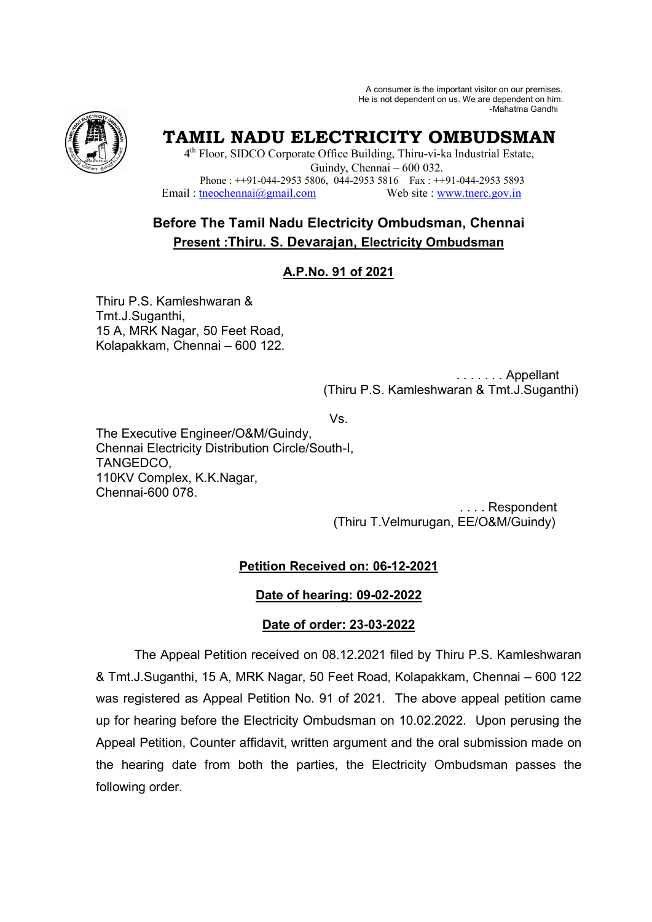A consumer is the important visitor on our premises.
He is not dependent on us. We are dependent on him.
-Mahatma Gandhi

# TAMIL NADU ELECTRICITY OMBUDSMAN

4th Floor, SIDCO Corporate Office Building, Thiru-vi-ka Industrial Estate,
Guindy, Chennai – 600 032.
Phone : ++91-044-2953 5806, 044-2953 5816 Fax : ++91-044-2953 5893
Email : tneochennai@gmail.com Web site : www.tnerc.gov.in

## Before The Tamil Nadu Electricity Ombudsman, Chennai

**Present :Thiru. S. Devarajan, Electricity Ombudsman**

**A.P.No. 91 of 2021**

Thiru P.S. Kamleshwaran &
Tmt.J.Suganthi,
15 A, MRK Nagar, 50 Feet Road,
Kolapakkam, Chennai – 600 122.

. . . . . . . Appellant
(Thiru P.S. Kamleshwaran & Tmt.J.Suganthi)

Vs.

The Executive Engineer/O&M/Guindy,
Chennai Electricity Distribution Circle/South-I,
TANGEDCO,
110KV Complex, K.K.Nagar,
Chennai-600 078.

. . . . Respondent
(Thiru T.Velmurugan, EE/O&M/Guindy)

**Petition Received on: 06-12-2021**

**Date of hearing: 09-02-2022**

**Date of order: 23-03-2022**

The Appeal Petition received on 08.12.2021 filed by Thiru P.S. Kamleshwaran & Tmt.J.Suganthi, 15 A, MRK Nagar, 50 Feet Road, Kolapakkam, Chennai – 600 122 was registered as Appeal Petition No. 91 of 2021. The above appeal petition came up for hearing before the Electricity Ombudsman on 10.02.2022. Upon perusing the Appeal Petition, Counter affidavit, written argument and the oral submission made on the hearing date from both the parties, the Electricity Ombudsman passes the following order.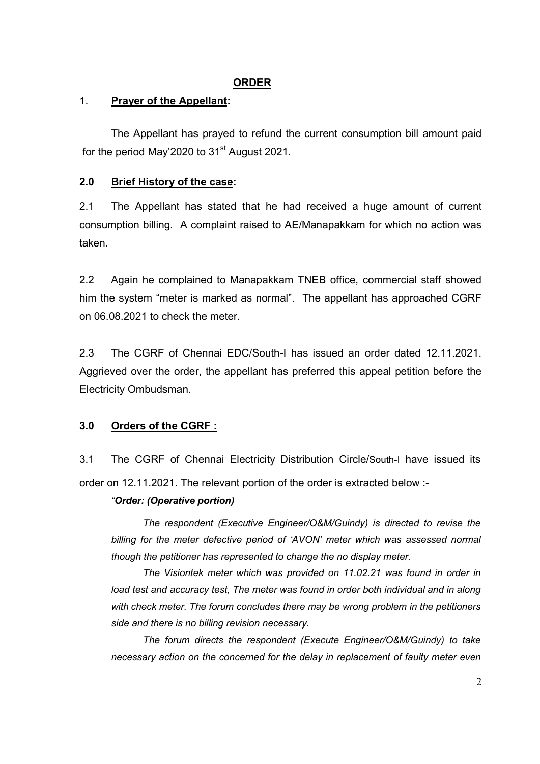## ORDER

### 1. **Prayer of the Appellant:**

The Appellant has prayed to refund the current consumption bill amount paid for the period May'2020 to 31st August 2021.

### 2.0 **Brief History of the case:**

2.1 The Appellant has stated that he had received a huge amount of current consumption billing. A complaint raised to AE/Manapakkam for which no action was taken.

2.2 Again he complained to Manapakkam TNEB office, commercial staff showed him the system "meter is marked as normal". The appellant has approached CGRF on 06.08.2021 to check the meter.

2.3 The CGRF of Chennai EDC/South-I has issued an order dated 12.11.2021. Aggrieved over the order, the appellant has preferred this appeal petition before the Electricity Ombudsman.

### 3.0 **Orders of the CGRF :**

3.1 The CGRF of Chennai Electricity Distribution Circle/South-I have issued its order on 12.11.2021. The relevant portion of the order is extracted below :-

*"**Order: (Operative portion)***

*The respondent (Executive Engineer/O&M/Guindy) is directed to revise the billing for the meter defective period of 'AVON' meter which was assessed normal though the petitioner has represented to change the no display meter.*

*The Visiontek meter which was provided on 11.02.21 was found in order in load test and accuracy test, The meter was found in order both individual and in along with check meter. The forum concludes there may be wrong problem in the petitioners side and there is no billing revision necessary.*

*The forum directs the respondent (Execute Engineer/O&M/Guindy) to take necessary action on the concerned for the delay in replacement of faulty meter even*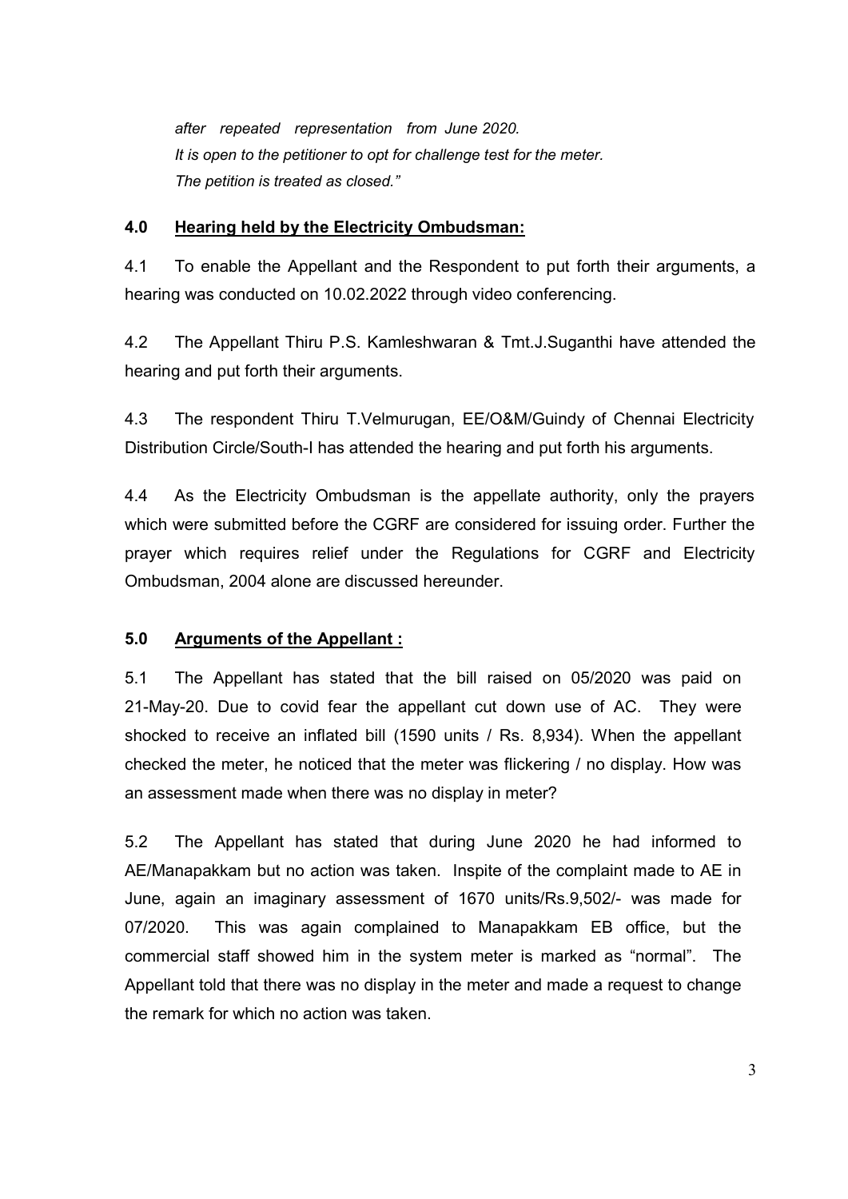*after repeated representation from June 2020.*
*It is open to the petitioner to opt for challenge test for the meter.*
*The petition is treated as closed."*

## 4.0 Hearing held by the Electricity Ombudsman:

4.1 To enable the Appellant and the Respondent to put forth their arguments, a hearing was conducted on 10.02.2022 through video conferencing.

4.2 The Appellant Thiru P.S. Kamleshwaran & Tmt.J.Suganthi have attended the hearing and put forth their arguments.

4.3 The respondent Thiru T.Velmurugan, EE/O&M/Guindy of Chennai Electricity Distribution Circle/South-I has attended the hearing and put forth his arguments.

4.4 As the Electricity Ombudsman is the appellate authority, only the prayers which were submitted before the CGRF are considered for issuing order. Further the prayer which requires relief under the Regulations for CGRF and Electricity Ombudsman, 2004 alone are discussed hereunder.

## 5.0 Arguments of the Appellant :

5.1 The Appellant has stated that the bill raised on 05/2020 was paid on 21-May-20. Due to covid fear the appellant cut down use of AC. They were shocked to receive an inflated bill (1590 units / Rs. 8,934). When the appellant checked the meter, he noticed that the meter was flickering / no display. How was an assessment made when there was no display in meter?

5.2 The Appellant has stated that during June 2020 he had informed to AE/Manapakkam but no action was taken. Inspite of the complaint made to AE in June, again an imaginary assessment of 1670 units/Rs.9,502/- was made for 07/2020. This was again complained to Manapakkam EB office, but the commercial staff showed him in the system meter is marked as "normal". The Appellant told that there was no display in the meter and made a request to change the remark for which no action was taken.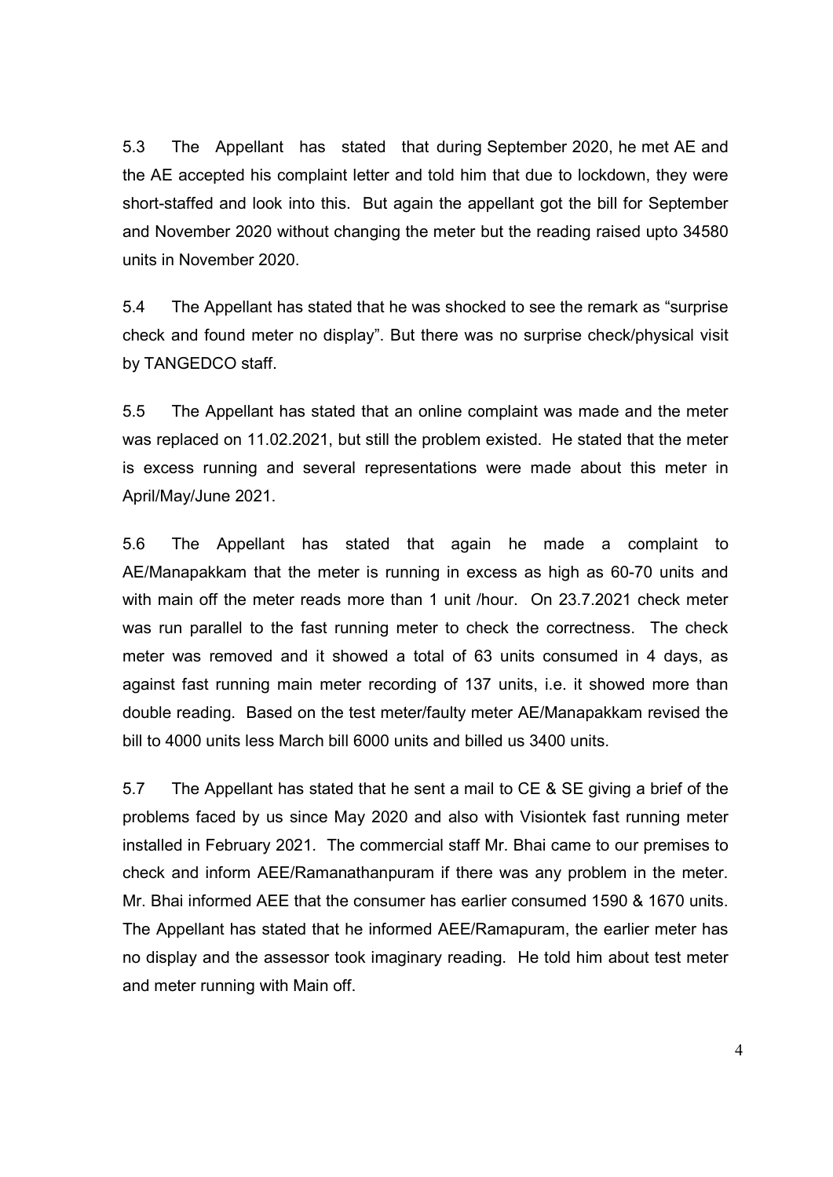5.3 The Appellant has stated that during September 2020, he met AE and the AE accepted his complaint letter and told him that due to lockdown, they were short-staffed and look into this. But again the appellant got the bill for September and November 2020 without changing the meter but the reading raised upto 34580 units in November 2020.

5.4 The Appellant has stated that he was shocked to see the remark as “surprise check and found meter no display”. But there was no surprise check/physical visit by TANGEDCO staff.

5.5 The Appellant has stated that an online complaint was made and the meter was replaced on 11.02.2021, but still the problem existed. He stated that the meter is excess running and several representations were made about this meter in April/May/June 2021.

5.6 The Appellant has stated that again he made a complaint to AE/Manapakkam that the meter is running in excess as high as 60-70 units and with main off the meter reads more than 1 unit /hour. On 23.7.2021 check meter was run parallel to the fast running meter to check the correctness. The check meter was removed and it showed a total of 63 units consumed in 4 days, as against fast running main meter recording of 137 units, i.e. it showed more than double reading. Based on the test meter/faulty meter AE/Manapakkam revised the bill to 4000 units less March bill 6000 units and billed us 3400 units.

5.7 The Appellant has stated that he sent a mail to CE & SE giving a brief of the problems faced by us since May 2020 and also with Visiontek fast running meter installed in February 2021. The commercial staff Mr. Bhai came to our premises to check and inform AEE/Ramanathanpuram if there was any problem in the meter. Mr. Bhai informed AEE that the consumer has earlier consumed 1590 & 1670 units. The Appellant has stated that he informed AEE/Ramapuram, the earlier meter has no display and the assessor took imaginary reading. He told him about test meter and meter running with Main off.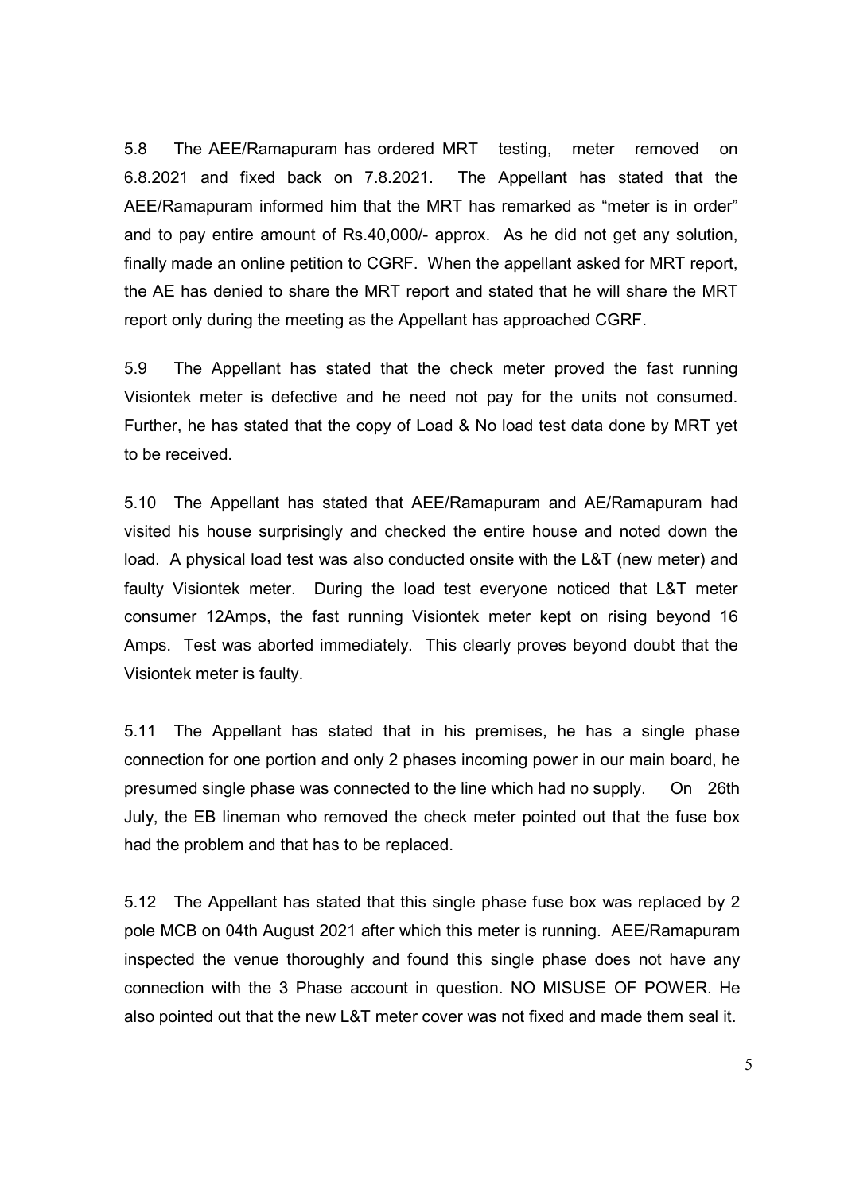5.8 The AEE/Ramapuram has ordered MRT testing, meter removed on 6.8.2021 and fixed back on 7.8.2021. The Appellant has stated that the AEE/Ramapuram informed him that the MRT has remarked as "meter is in order" and to pay entire amount of Rs.40,000/- approx. As he did not get any solution, finally made an online petition to CGRF. When the appellant asked for MRT report, the AE has denied to share the MRT report and stated that he will share the MRT report only during the meeting as the Appellant has approached CGRF.

5.9 The Appellant has stated that the check meter proved the fast running Visiontek meter is defective and he need not pay for the units not consumed. Further, he has stated that the copy of Load & No load test data done by MRT yet to be received.

5.10 The Appellant has stated that AEE/Ramapuram and AE/Ramapuram had visited his house surprisingly and checked the entire house and noted down the load. A physical load test was also conducted onsite with the L&T (new meter) and faulty Visiontek meter. During the load test everyone noticed that L&T meter consumer 12Amps, the fast running Visiontek meter kept on rising beyond 16 Amps. Test was aborted immediately. This clearly proves beyond doubt that the Visiontek meter is faulty.

5.11 The Appellant has stated that in his premises, he has a single phase connection for one portion and only 2 phases incoming power in our main board, he presumed single phase was connected to the line which had no supply. On 26th July, the EB lineman who removed the check meter pointed out that the fuse box had the problem and that has to be replaced.

5.12 The Appellant has stated that this single phase fuse box was replaced by 2 pole MCB on 04th August 2021 after which this meter is running. AEE/Ramapuram inspected the venue thoroughly and found this single phase does not have any connection with the 3 Phase account in question. NO MISUSE OF POWER. He also pointed out that the new L&T meter cover was not fixed and made them seal it.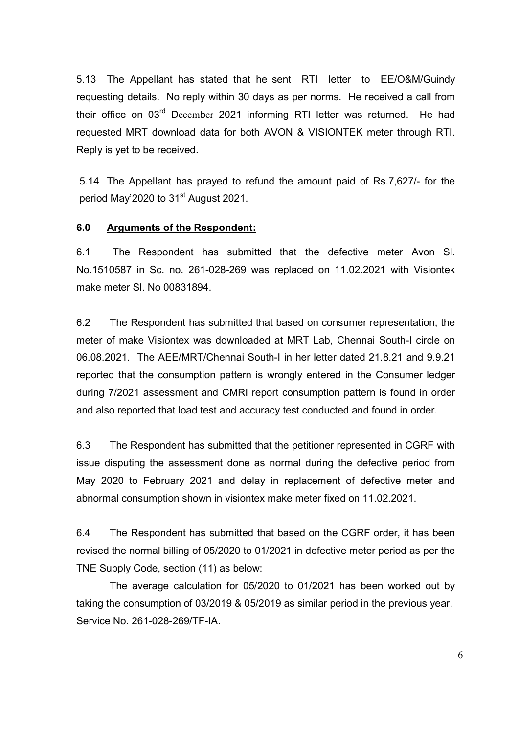5.13 The Appellant has stated that he sent RTI letter to EE/O&M/Guindy requesting details. No reply within 30 days as per norms. He received a call from their office on 03rd December 2021 informing RTI letter was returned. He had requested MRT download data for both AVON & VISIONTEK meter through RTI. Reply is yet to be received.

5.14 The Appellant has prayed to refund the amount paid of Rs.7,627/- for the period May'2020 to 31st August 2021.

## 6.0 Arguments of the Respondent:

6.1 The Respondent has submitted that the defective meter Avon Sl. No.1510587 in Sc. no. 261-028-269 was replaced on 11.02.2021 with Visiontek make meter Sl. No 00831894.

6.2 The Respondent has submitted that based on consumer representation, the meter of make Visiontex was downloaded at MRT Lab, Chennai South-I circle on 06.08.2021. The AEE/MRT/Chennai South-I in her letter dated 21.8.21 and 9.9.21 reported that the consumption pattern is wrongly entered in the Consumer ledger during 7/2021 assessment and CMRI report consumption pattern is found in order and also reported that load test and accuracy test conducted and found in order.

6.3 The Respondent has submitted that the petitioner represented in CGRF with issue disputing the assessment done as normal during the defective period from May 2020 to February 2021 and delay in replacement of defective meter and abnormal consumption shown in visiontex make meter fixed on 11.02.2021.

6.4 The Respondent has submitted that based on the CGRF order, it has been revised the normal billing of 05/2020 to 01/2021 in defective meter period as per the TNE Supply Code, section (11) as below:

The average calculation for 05/2020 to 01/2021 has been worked out by taking the consumption of 03/2019 & 05/2019 as similar period in the previous year. Service No. 261-028-269/TF-IA.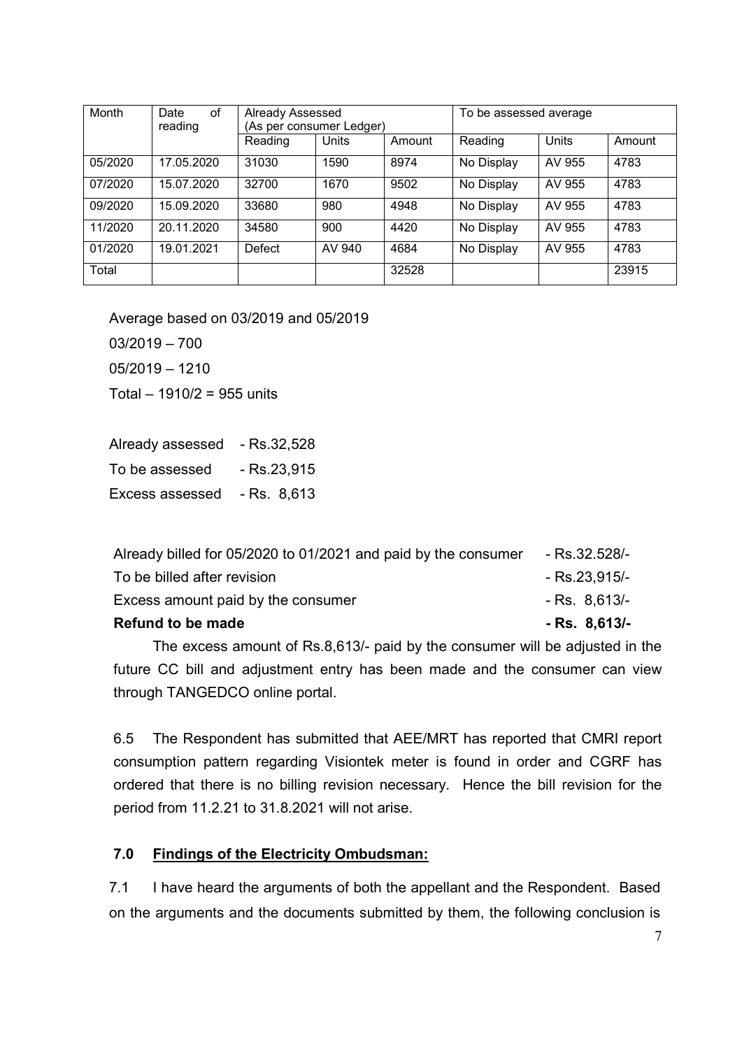| Month | Date of reading | Already Assessed (As per consumer Ledger) | | | To be assessed average | | |
|---|---|---|---|---|---|---|---|
| | | Reading | Units | Amount | Reading | Units | Amount |
| 05/2020 | 17.05.2020 | 31030 | 1590 | 8974 | No Display | AV 955 | 4783 |
| 07/2020 | 15.07.2020 | 32700 | 1670 | 9502 | No Display | AV 955 | 4783 |
| 09/2020 | 15.09.2020 | 33680 | 980 | 4948 | No Display | AV 955 | 4783 |
| 11/2020 | 20.11.2020 | 34580 | 900 | 4420 | No Display | AV 955 | 4783 |
| 01/2020 | 19.01.2021 | Defect | AV 940 | 4684 | No Display | AV 955 | 4783 |
| Total | | | | 32528 | | | 23915 |

Average based on 03/2019 and 05/2019

03/2019 – 700

05/2019 – 1210

Total – 1910/2 = 955 units

Already assessed - Rs.32,528

To be assessed - Rs.23,915

Excess assessed - Rs. 8,613

| | |
|---|---|
| Already billed for 05/2020 to 01/2021 and paid by the consumer | - Rs.32.528/- |
| To be billed after revision | - Rs.23,915/- |
| Excess amount paid by the consumer | - Rs. 8,613/- |
| **Refund to be made** | **- Rs. 8,613/-** |

The excess amount of Rs.8,613/- paid by the consumer will be adjusted in the future CC bill and adjustment entry has been made and the consumer can view through TANGEDCO online portal.

6.5 The Respondent has submitted that AEE/MRT has reported that CMRI report consumption pattern regarding Visiontek meter is found in order and CGRF has ordered that there is no billing revision necessary. Hence the bill revision for the period from 11.2.21 to 31.8.2021 will not arise.

## 7.0 Findings of the Electricity Ombudsman:

7.1 I have heard the arguments of both the appellant and the Respondent. Based on the arguments and the documents submitted by them, the following conclusion is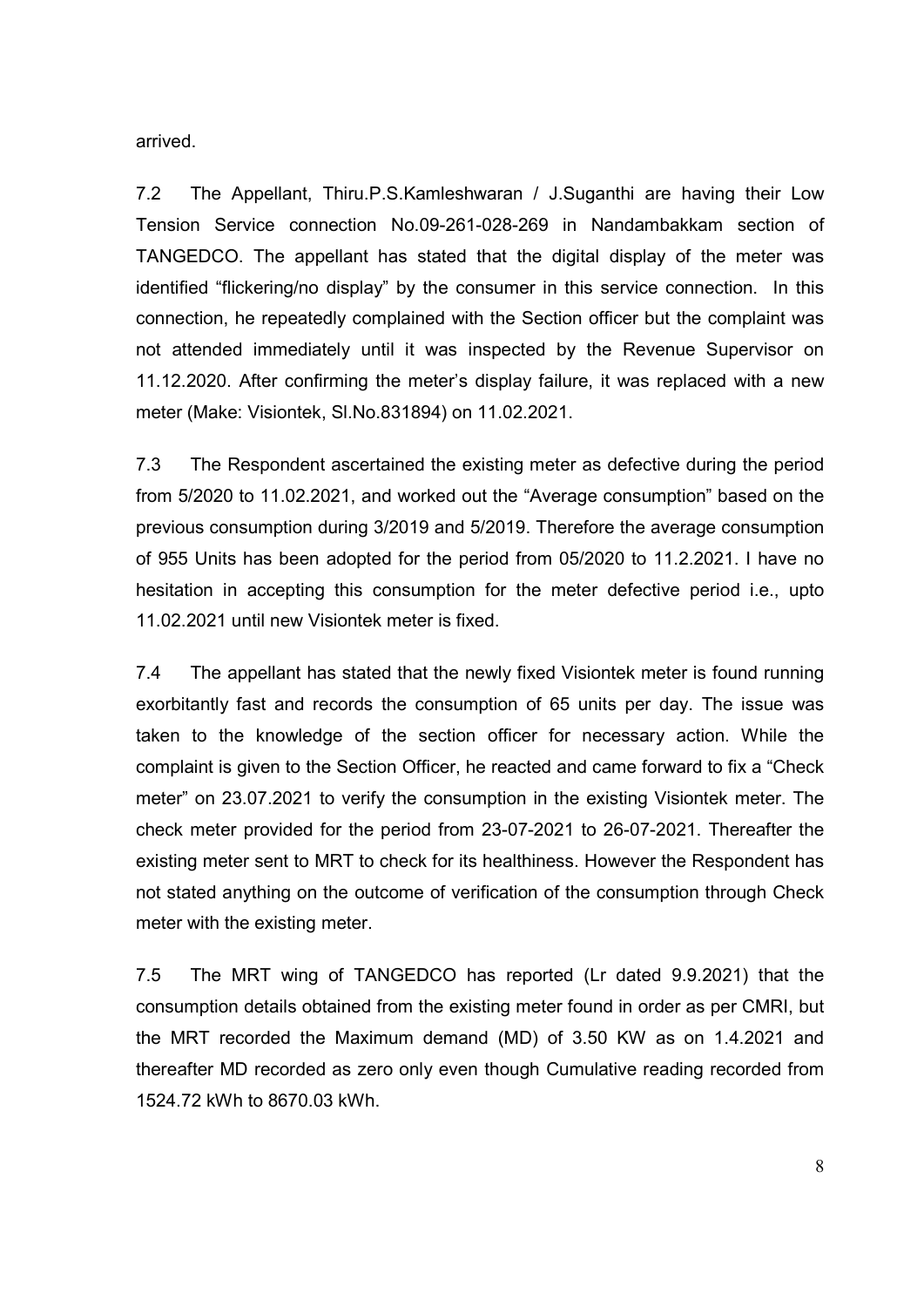arrived.

7.2 The Appellant, Thiru.P.S.Kamleshwaran / J.Suganthi are having their Low Tension Service connection No.09-261-028-269 in Nandambakkam section of TANGEDCO. The appellant has stated that the digital display of the meter was identified "flickering/no display" by the consumer in this service connection. In this connection, he repeatedly complained with the Section officer but the complaint was not attended immediately until it was inspected by the Revenue Supervisor on 11.12.2020. After confirming the meter's display failure, it was replaced with a new meter (Make: Visiontek, Sl.No.831894) on 11.02.2021.

7.3 The Respondent ascertained the existing meter as defective during the period from 5/2020 to 11.02.2021, and worked out the "Average consumption" based on the previous consumption during 3/2019 and 5/2019. Therefore the average consumption of 955 Units has been adopted for the period from 05/2020 to 11.2.2021. I have no hesitation in accepting this consumption for the meter defective period i.e., upto 11.02.2021 until new Visiontek meter is fixed.

7.4 The appellant has stated that the newly fixed Visiontek meter is found running exorbitantly fast and records the consumption of 65 units per day. The issue was taken to the knowledge of the section officer for necessary action. While the complaint is given to the Section Officer, he reacted and came forward to fix a "Check meter" on 23.07.2021 to verify the consumption in the existing Visiontek meter. The check meter provided for the period from 23-07-2021 to 26-07-2021. Thereafter the existing meter sent to MRT to check for its healthiness. However the Respondent has not stated anything on the outcome of verification of the consumption through Check meter with the existing meter.

7.5 The MRT wing of TANGEDCO has reported (Lr dated 9.9.2021) that the consumption details obtained from the existing meter found in order as per CMRI, but the MRT recorded the Maximum demand (MD) of 3.50 KW as on 1.4.2021 and thereafter MD recorded as zero only even though Cumulative reading recorded from 1524.72 kWh to 8670.03 kWh.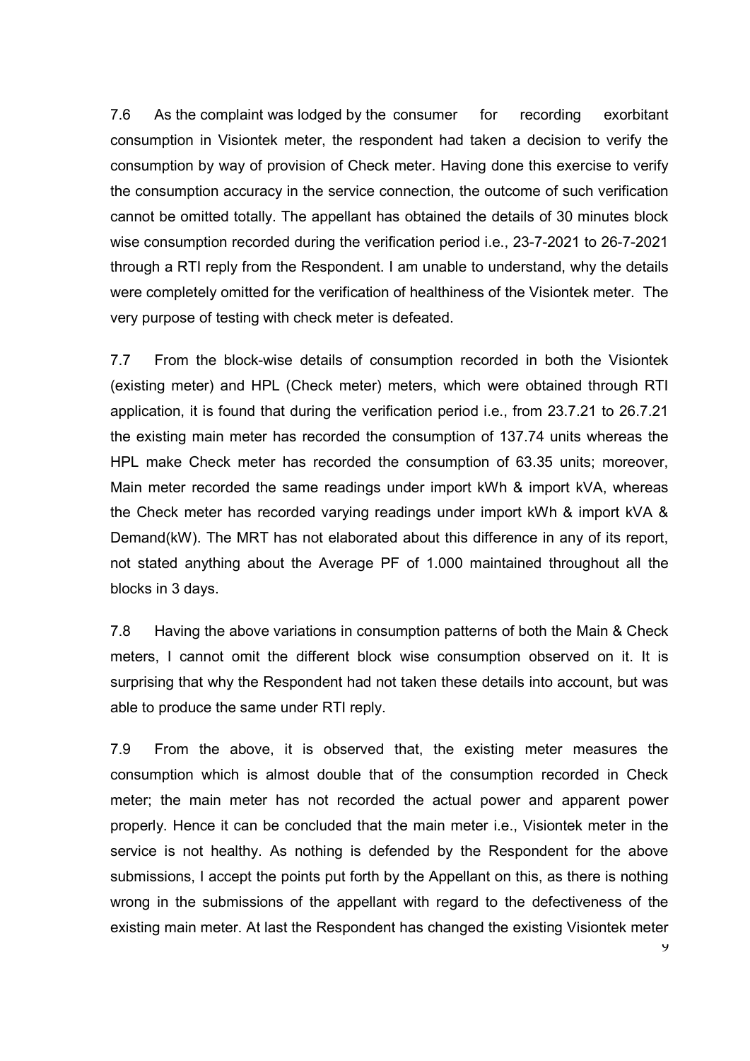7.6 As the complaint was lodged by the consumer for recording exorbitant consumption in Visiontek meter, the respondent had taken a decision to verify the consumption by way of provision of Check meter. Having done this exercise to verify the consumption accuracy in the service connection, the outcome of such verification cannot be omitted totally. The appellant has obtained the details of 30 minutes block wise consumption recorded during the verification period i.e., 23-7-2021 to 26-7-2021 through a RTI reply from the Respondent. I am unable to understand, why the details were completely omitted for the verification of healthiness of the Visiontek meter. The very purpose of testing with check meter is defeated.

7.7 From the block-wise details of consumption recorded in both the Visiontek (existing meter) and HPL (Check meter) meters, which were obtained through RTI application, it is found that during the verification period i.e., from 23.7.21 to 26.7.21 the existing main meter has recorded the consumption of 137.74 units whereas the HPL make Check meter has recorded the consumption of 63.35 units; moreover, Main meter recorded the same readings under import kWh & import kVA, whereas the Check meter has recorded varying readings under import kWh & import kVA & Demand(kW). The MRT has not elaborated about this difference in any of its report, not stated anything about the Average PF of 1.000 maintained throughout all the blocks in 3 days.

7.8 Having the above variations in consumption patterns of both the Main & Check meters, I cannot omit the different block wise consumption observed on it. It is surprising that why the Respondent had not taken these details into account, but was able to produce the same under RTI reply.

7.9 From the above, it is observed that, the existing meter measures the consumption which is almost double that of the consumption recorded in Check meter; the main meter has not recorded the actual power and apparent power properly. Hence it can be concluded that the main meter i.e., Visiontek meter in the service is not healthy. As nothing is defended by the Respondent for the above submissions, I accept the points put forth by the Appellant on this, as there is nothing wrong in the submissions of the appellant with regard to the defectiveness of the existing main meter. At last the Respondent has changed the existing Visiontek meter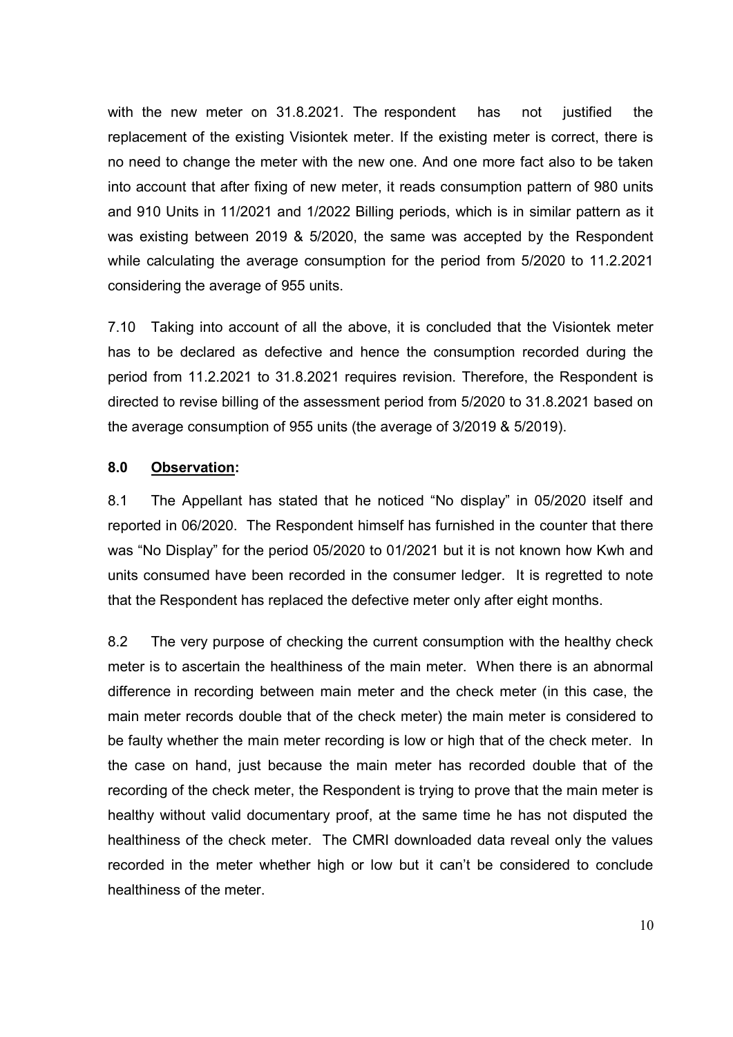with the new meter on 31.8.2021. The respondent has not justified the replacement of the existing Visiontek meter. If the existing meter is correct, there is no need to change the meter with the new one. And one more fact also to be taken into account that after fixing of new meter, it reads consumption pattern of 980 units and 910 Units in 11/2021 and 1/2022 Billing periods, which is in similar pattern as it was existing between 2019 & 5/2020, the same was accepted by the Respondent while calculating the average consumption for the period from 5/2020 to 11.2.2021 considering the average of 955 units.

7.10 Taking into account of all the above, it is concluded that the Visiontek meter has to be declared as defective and hence the consumption recorded during the period from 11.2.2021 to 31.8.2021 requires revision. Therefore, the Respondent is directed to revise billing of the assessment period from 5/2020 to 31.8.2021 based on the average consumption of 955 units (the average of 3/2019 & 5/2019).

## 8.0 <u>Observation</u>:

8.1 The Appellant has stated that he noticed “No display” in 05/2020 itself and reported in 06/2020. The Respondent himself has furnished in the counter that there was “No Display” for the period 05/2020 to 01/2021 but it is not known how Kwh and units consumed have been recorded in the consumer ledger. It is regretted to note that the Respondent has replaced the defective meter only after eight months.

8.2 The very purpose of checking the current consumption with the healthy check meter is to ascertain the healthiness of the main meter. When there is an abnormal difference in recording between main meter and the check meter (in this case, the main meter records double that of the check meter) the main meter is considered to be faulty whether the main meter recording is low or high that of the check meter. In the case on hand, just because the main meter has recorded double that of the recording of the check meter, the Respondent is trying to prove that the main meter is healthy without valid documentary proof, at the same time he has not disputed the healthiness of the check meter. The CMRI downloaded data reveal only the values recorded in the meter whether high or low but it can’t be considered to conclude healthiness of the meter.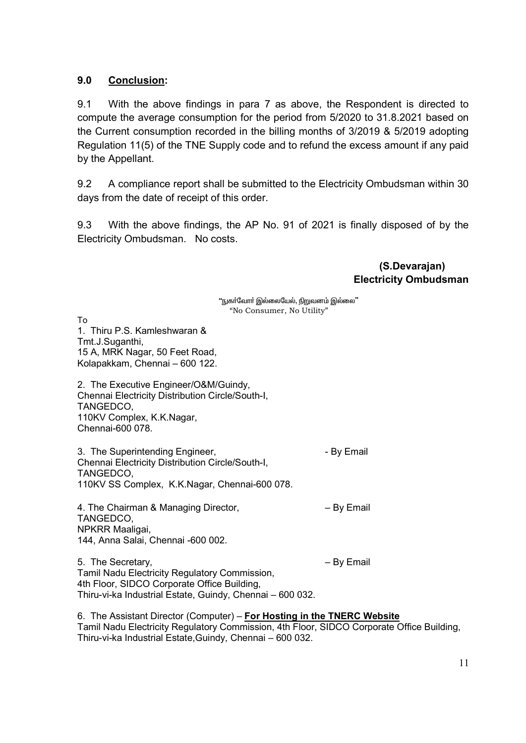## 9.0 **Conclusion:**

9.1 With the above findings in para 7 as above, the Respondent is directed to compute the average consumption for the period from 5/2020 to 31.8.2021 based on the Current consumption recorded in the billing months of 3/2019 & 5/2019 adopting Regulation 11(5) of the TNE Supply code and to refund the excess amount if any paid by the Appellant.

9.2 A compliance report shall be submitted to the Electricity Ombudsman within 30 days from the date of receipt of this order.

9.3 With the above findings, the AP No. 91 of 2021 is finally disposed of by the Electricity Ombudsman. No costs.

**(S.Devarajan)**
**Electricity Ombudsman**

"நுகர்வோர் இல்லையேல், நிறுவனம் இல்லை"
"No Consumer, No Utility"

To

1. Thiru P.S. Kamleshwaran &
Tmt.J.Suganthi,
15 A, MRK Nagar, 50 Feet Road,
Kolapakkam, Chennai – 600 122.

2. The Executive Engineer/O&M/Guindy,
Chennai Electricity Distribution Circle/South-I,
TANGEDCO,
110KV Complex, K.K.Nagar,
Chennai-600 078.

3. The Superintending Engineer, - By Email
Chennai Electricity Distribution Circle/South-I,
TANGEDCO,
110KV SS Complex, K.K.Nagar, Chennai-600 078.

4. The Chairman & Managing Director, – By Email
TANGEDCO,
NPKRR Maaligai,
144, Anna Salai, Chennai -600 002.

5. The Secretary, – By Email
Tamil Nadu Electricity Regulatory Commission,
4th Floor, SIDCO Corporate Office Building,
Thiru-vi-ka Industrial Estate, Guindy, Chennai – 600 032.

6. The Assistant Director (Computer) – **For Hosting in the TNERC Website**
Tamil Nadu Electricity Regulatory Commission, 4th Floor, SIDCO Corporate Office Building, Thiru-vi-ka Industrial Estate,Guindy, Chennai – 600 032.